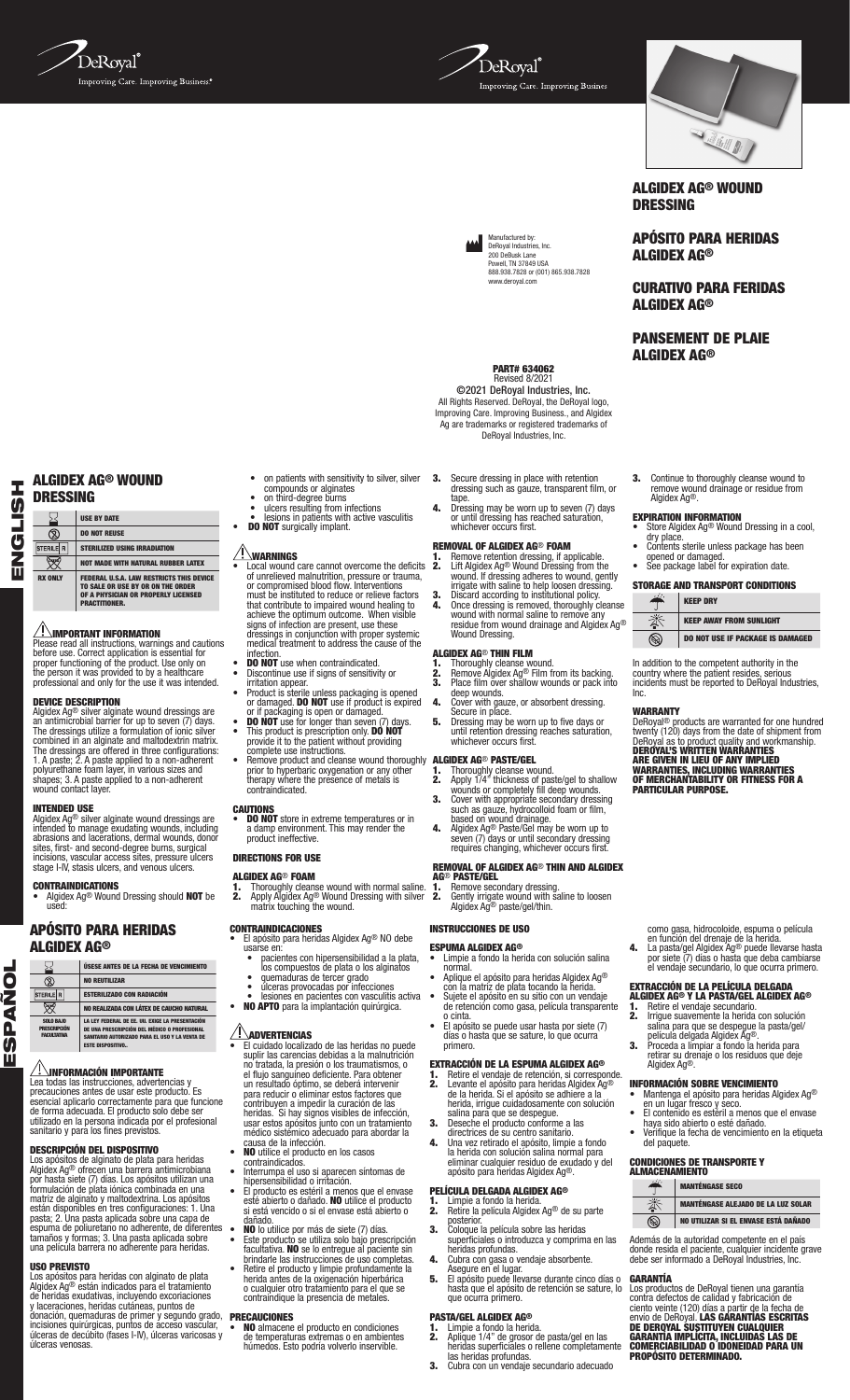DeRoyal®
Improving Care. Improving Business®

# ALGIDEX AG® WOUND DRESSING

# APÓSITO PARA HERIDAS ALGIDEX AG®

# CURATIVO PARA FERIDAS ALGIDEX AG®

# PANSEMENT DE PLAIE ALGIDEX AG®

Manufactured by:
DeRoyal Industries, Inc.
200 DeBusk Lane
Powell, TN 37849 USA
888.938.7828 or (001) 865.938.7828
www.deroyal.com

**PART# 634062**
Revised 8/2021
©2021 DeRoyal Industries, Inc.
All Rights Reserved. DeRoyal, the DeRoyal logo, Improving Care. Improving Business., and Algidex Ag are trademarks or registered trademarks of DeRoyal Industries, Inc.

# ENGLISH

## ALGIDEX AG® WOUND DRESSING

| Symbol | Meaning |
|---|---|
| | USE BY DATE |
| | DO NOT REUSE |
| STERILE R | STERILIZED USING IRRADIATION |
| | NOT MADE WITH NATURAL RUBBER LATEX |
| RX ONLY | FEDERAL U.S.A. LAW RESTRICTS THIS DEVICE TO SALE OR USE BY OR ON THE ORDER OF A PHYSICIAN OR PROPERLY LICENSED PRACTITIONER. |

### IMPORTANT INFORMATION

Please read all instructions, warnings and cautions before use. Correct application is essential for proper functioning of the product. Use only on the person it was provided to by a healthcare professional and only for the use it was intended.

### DEVICE DESCRIPTION

Algidex Ag® silver alginate wound dressings are an antimicrobial barrier for up to seven (7) days. The dressings utilize a formulation of ionic silver combined in an alginate and maltodextrin matrix. The dressings are offered in three configurations: 1. A paste; 2. A paste applied to a non-adherent polyurethane foam layer, in various sizes and shapes; 3. A paste applied to a non-adherent wound contact layer.

### INTENDED USE

Algidex Ag® silver alginate wound dressings are intended to manage exudating wounds, including abrasions and lacerations, dermal wounds, donor sites, first- and second-degree burns, surgical incisions, vascular access sites, pressure ulcers stage I-IV, stasis ulcers, and venous ulcers.

### CONTRAINDICATIONS

- Algidex Ag® Wound Dressing should **NOT** be used:
  - on patients with sensitivity to silver, silver compounds or alginates
  - on third-degree burns
  - ulcers resulting from infections
  - lesions in patients with active vasculitis
- **DO NOT** surgically implant.

### WARNINGS

- Local wound care cannot overcome the deficits of unrelieved malnutrition, pressure or trauma, or compromised blood flow. Interventions must be instituted to reduce or relieve factors that contribute to impaired wound healing to achieve the optimum outcome. When visible signs of infection are present, use these dressings in conjunction with proper systemic medical treatment to address the cause of the infection.
- **DO NOT** use when contraindicated.
- Discontinue use if signs of sensitivity or irritation appear.
- Product is sterile unless packaging is opened or damaged. **DO NOT** use if product is expired or if packaging is open or damaged.
- **DO NOT** use for longer than seven (7) days.
- This product is prescription only. **DO NOT** provide it to the patient without providing complete use instructions.
- Remove product and cleanse wound thoroughly prior to hyperbaric oxygenation or any other therapy where the presence of metals is contraindicated.

### CAUTIONS

- **DO NOT** store in extreme temperatures or in a damp environment. This may render the product ineffective.

### DIRECTIONS FOR USE

#### ALGIDEX AG® FOAM

1. Thoroughly cleanse wound with normal saline.
2. Apply Algidex Ag® Wound Dressing with silver matrix touching the wound.
3. Secure dressing in place with retention dressing such as gauze, transparent film, or tape.
4. Dressing may be worn up to seven (7) days or until dressing has reached saturation, whichever occurs first.

#### REMOVAL OF ALGIDEX AG® FOAM

1. Remove retention dressing, if applicable.
2. Lift Algidex Ag® Wound Dressing from the wound. If dressing adheres to wound, gently irrigate with saline to help loosen dressing.
3. Discard according to institutional policy.
4. Once dressing is removed, thoroughly cleanse wound with normal saline to remove any residue from wound drainage and Algidex Ag® Wound Dressing.

#### ALGIDEX AG® THIN FILM

1. Thoroughly cleanse wound.
2. Remove Algidex Ag® Film from its backing.
3. Place film over shallow wounds or pack into deep wounds.
4. Cover with gauze, or absorbent dressing. Secure in place.
5. Dressing may be worn up to five days or until retention dressing reaches saturation, whichever occurs first.

#### ALGIDEX AG® PASTE/GEL

1. Thoroughly cleanse wound.
2. Apply 1/4" thickness of paste/gel to shallow wounds or completely fill deep wounds.
3. Cover with appropriate secondary dressing such as gauze, hydrocolloid foam or film, based on wound drainage.
4. Algidex Ag® Paste/Gel may be worn up to seven (7) days or until secondary dressing requires changing, whichever occurs first.

#### REMOVAL OF ALGIDEX AG® THIN AND ALGIDEX AG® PASTE/GEL

1. Remove secondary dressing.
2. Gently irrigate wound with saline to loosen Algidex Ag® paste/gel/thin.
3. Continue to thoroughly cleanse wound to remove wound drainage or residue from Algidex Ag®.

### EXPIRATION INFORMATION

- Store Algidex Ag® Wound Dressing in a cool, dry place.
- Contents sterile unless package has been opened or damaged.
- See package label for expiration date.

### STORAGE AND TRANSPORT CONDITIONS

| Symbol | Meaning |
|---|---|
| | KEEP DRY |
| | KEEP AWAY FROM SUNLIGHT |
| | DO NOT USE IF PACKAGE IS DAMAGED |

In addition to the competent authority in the country where the patient resides, serious incidents must be reported to DeRoyal Industries, Inc.

### WARRANTY

DeRoyal® products are warranted for one hundred twenty (120) days from the date of shipment from DeRoyal as to product quality and workmanship. **DEROYAL'S WRITTEN WARRANTIES ARE GIVEN IN LIEU OF ANY IMPLIED WARRANTIES, INCLUDING WARRANTIES OF MERCHANTABILITY OR FITNESS FOR A PARTICULAR PURPOSE.**

# ESPAÑOL

## APÓSITO PARA HERIDAS ALGIDEX AG®

| Símbolo | Significado |
|---|---|
| | ÚSESE ANTES DE LA FECHA DE VENCIMIENTO |
| | NO REUTILIZAR |
| STERILE R | ESTERILIZADO CON RADIACIÓN |
| | NO REALIZADA CON LÁTEX DE CAUCHO NATURAL |
| SOLO BAJO PRESCRIPCIÓN FACULTATIVA | LA LEY FEDERAL DE EE. UU. EXIGE LA PRESENTACIÓN DE UNA PRESCRIPCIÓN DEL MÉDICO O PROFESIONAL SANITARIO AUTORIZADO PARA EL USO Y LA VENTA DE ESTE DISPOSITIVO.. |

### INFORMACIÓN IMPORTANTE

Lea todas las instrucciones, advertencias y precauciones antes de usar este producto. Es esencial aplicarlo correctamente para que funcione de forma adecuada. El producto solo debe ser utilizado en la persona indicada por el profesional sanitario y para los fines previstos.

### DESCRIPCIÓN DEL DISPOSITIVO

Los apósitos de alginato de plata para heridas Algidex Ag® ofrecen una barrera antimicrobiana por hasta siete (7) días. Los apósitos utilizan una formulación de plata iónica combinada en una matriz de alginato y maltodextrina. Los apósitos están disponibles en tres configuraciones: 1. Una pasta; 2. Una pasta aplicada sobre una capa de espuma de poliuretano no adherente, de diferentes tamaños y formas; 3. Una pasta aplicada sobre una película barrera no adherente para heridas.

### USO PREVISTO

Los apósitos para heridas con alginato de plata Algidex Ag® están indicados para el tratamiento de heridas exudativas, incluyendo excoriaciones y laceraciones, heridas cutáneas, puntos de donación, quemaduras de primer y segundo grado, incisiones quirúrgicas, puntos de acceso vascular, úlceras de decúbito (fases I-IV), úlceras varicosas y úlceras venosas.

### CONTRAINDICACIONES

- El apósito para heridas Algidex Ag® NO debe usarse en:
  - pacientes con hipersensibilidad a la plata, los compuestos de plata o los alginatos
  - quemaduras de tercer grado
  - úlceras provocadas por infecciones
  - lesiones en pacientes con vasculitis activa
- **NO APTO** para la implantación quirúrgica.

### ADVERTENCIAS

- El cuidado localizado de las heridas no puede suplir las carencias debidas a la malnutrición no tratada, la presión o los traumatismos, o el flujo sanguíneo deficiente. Para obtener un resultado óptimo, se deberá intervenir para reducir o eliminar estos factores que contribuyen a impedir la curación de las heridas. Si hay signos visibles de infección, usar estos apósitos junto con un tratamiento médico sistémico adecuado para abordar la causa de la infección.
- **NO** utilice el producto en los casos contraindicados.
- Interrumpa el uso si aparecen síntomas de hipersensibilidad o irritación.
- El producto es estéril a menos que el envase esté abierto o dañado. **NO** utilice el producto si está vencido o si el envase está abierto o dañado.
- **NO** lo utilice por más de siete (7) días.
- Este producto se utiliza solo bajo prescripción facultativa. **NO** se lo entregue al paciente sin brindarle las instrucciones de uso completas.
- Retire el producto y limpie profundamente la herida antes de la oxigenación hiperbárica o cualquier otro tratamiento para el que se contraindique la presencia de metales.

### PRECAUCIONES

- **NO** almacene el producto en condiciones de temperaturas extremas o en ambientes húmedos. Esto podría volverlo inservible.

### INSTRUCCIONES DE USO

#### ESPUMA ALGIDEX AG®

- Limpie a fondo la herida con solución salina normal.
- Aplique el apósito para heridas Algidex Ag® con la matriz de plata tocando la herida.
- Sujete el apósito en su sitio con un vendaje de retención como gasa, película transparente o cinta.
- El apósito se puede usar hasta por siete (7) días o hasta que se sature, lo que ocurra primero.

#### EXTRACCIÓN DE LA ESPUMA ALGIDEX AG®

1. Retire el vendaje de retención, si corresponde.
2. Levante el apósito para heridas Algidex Ag® de la herida. Si el apósito se adhiere a la herida, irrigue cuidadosamente con solución salina para que se despegue.
3. Deseche el producto conforme a las directrices de su centro sanitario.
4. Una vez retirado el apósito, limpie a fondo la herida con solución salina normal para eliminar cualquier residuo de exudado y del apósito para heridas Algidex Ag®.

#### PELÍCULA DELGADA ALGIDEX AG®

1. Limpie a fondo la herida.
2. Retire la película Algidex Ag® de su parte posterior.
3. Coloque la película sobre las heridas superficiales o introduzca y comprima en las heridas profundas.
4. Cubra con gasa o vendaje absorbente. Asegure en el lugar.
5. El apósito puede llevarse durante cinco días o hasta que el apósito de retención se sature, lo que ocurra primero.

#### PASTA/GEL ALGIDEX AG®

1. Limpie a fondo la herida.
2. Aplique 1/4" de grosor de pasta/gel en las heridas superficiales o rellene completamente las heridas profundas.
3. Cubra con un vendaje secundario adecuado como gasa, hidrocoloide, espuma o película en función del drenaje de la herida.
4. La pasta/gel Algidex Ag® puede llevarse hasta por siete (7) días o hasta que deba cambiarse el vendaje secundario, lo que ocurra primero.

#### EXTRACCIÓN DE LA PELÍCULA DELGADA ALGIDEX AG® Y LA PASTA/GEL ALGIDEX AG®

1. Retire el vendaje secundario.
2. Irrigue suavemente la herida con solución salina para que se despegue la pasta/gel/película delgada Algidex Ag®.
3. Proceda a limpiar a fondo la herida para retirar su drenaje o los residuos que deje Algidex Ag®.

### INFORMACIÓN SOBRE VENCIMIENTO

- Mantenga el apósito para heridas Algidex Ag® en un lugar fresco y seco.
- El contenido es estéril a menos que el envase haya sido abierto o esté dañado.
- Verifique la fecha de vencimiento en la etiqueta del paquete.

### CONDICIONES DE TRANSPORTE Y ALMACENAMIENTO

| Símbolo | Significado |
|---|---|
| | MANTÉNGASE SECO |
| | MANTÉNGASE ALEJADO DE LA LUZ SOLAR |
| | NO UTILIZAR SI EL ENVASE ESTÁ DAÑADO |

Además de la autoridad competente en el país donde resida el paciente, cualquier incidente grave debe ser informado a DeRoyal Industries, Inc.

### GARANTÍA

Los productos de DeRoyal tienen una garantía contra defectos de calidad y fabricación de ciento veinte (120) días a partir de la fecha de envío de DeRoyal. **LAS GARANTÍAS ESCRITAS DE DEROYAL SUSTITUYEN CUALQUIER GARANTÍA IMPLÍCITA, INCLUIDAS LAS DE COMERCIABILIDAD O IDONEIDAD PARA UN PROPÓSITO DETERMINADO.**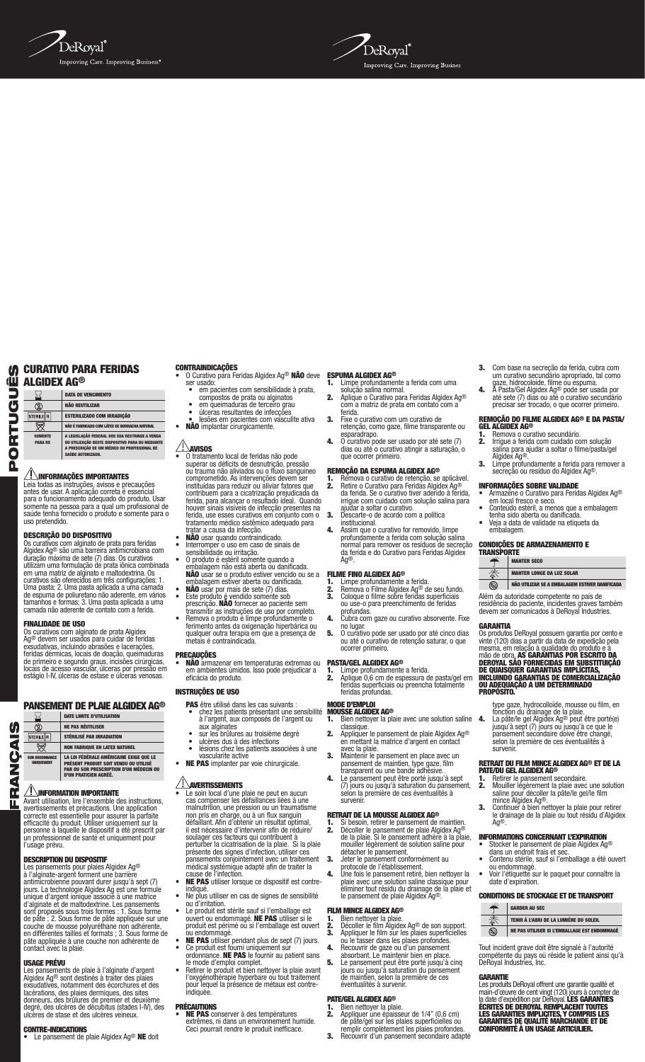# CURATIVO PARA FERIDAS ALGIDEX AG®

| | |
|---|---|
| | DATA DE VENCIMENTO |
| | NÃO REUTILIZAR |
| STERILE R | ESTERILIZADO COM IRRADIÇÃO |
| | NÃO É FABRICADO COM LÁTEX DE BORRACHA NATURAL |
| SOMENTE PARA RX | A LEGISLAÇÃO FEDERAL DOS EUA RESTRINGE A VENDA OU UTILIZAÇÃO DESTE DISPOSITIVO PARA OU MEDIANTE A PRESCRIÇÃO DE UM MÉDICO OU PROFISSIONAL DE SAÚDE AUTORIZADO. |

## INFORMAÇÕES IMPORTANTES

Leia todas as instruções, avisos e precauções antes de usar. A aplicação correta é essencial para o funcionamento adequado do produto. Usar somente na pessoa para a qual um profissional de saúde tenha fornecido o produto e somente para o uso pretendido.

## DESCRIÇÃO DO DISPOSITIVO

Os curativos com alginato de prata para feridas Algidex Ag® são uma barreira antimicrobiana com duração máxima de sete (7) dias. Os curativos utilizam uma formulação de prata iônica combinada em uma matriz de alginato e maltodextrina. Os curativos são oferecidos em três configurações: 1. Uma pasta; 2. Uma pasta aplicada a uma camada de espuma de poliuretano não aderente, em vários tamanhos e formas; 3. Uma pasta aplicada a uma camada não aderente de contato com a ferida.

## FINALIDADE DE USO

Os curativos com alginato de prata Algidex Ag® devem ser usados para cuidar de feridas exsudativas, incluindo abrasões e lacerações, feridas dérmicas, locais de doação, queimaduras de primeiro e segundo graus, incisões cirúrgicas, locais de acesso vascular, úlceras por pressão em estágio I-IV, úlceras de estase e úlceras venosas.

## CONTRAINDICAÇÕES

- O Curativo para Feridas Algidex Ag® **NÃO** deve ser usado:
  - em pacientes com sensibilidade à prata, compostos de prata ou alginatos
  - em queimaduras de terceiro grau
  - úlceras resultantes de infecções
  - lesões em pacientes com vasculite ativa
- **NÃO** implantar cirurgicamente.

## AVISOS

- O tratamento local de feridas não pode superar os déficits de desnutrição, pressão ou trauma não aliviados ou o fluxo sanguíneo comprometido. As intervenções devem ser instituídas para reduzir ou aliviar fatores que contribuem para a cicatrização prejudicada da ferida, para alcançar o resultado ideal. Quando houver sinais visíveis de infecção presentes na ferida, use esses curativos em conjunto com o tratamento médico sistêmico adequado para tratar a causa da infecção.
- **NÃO** usar quando contraindicado.
- Interromper o uso em caso de sinais de sensibilidade ou irritação.
- O produto é estéril somente quando a embalagem não está aberta ou danificada. **NÃO** usar se o produto estiver vencido ou se a embalagem estiver aberta ou danificada.
- **NÃO** usar por mais de sete (7) dias.
- Este produto é vendido somente sob prescrição. **NÃO** fornecer ao paciente sem transmitir as instruções de uso por completo.
- Remova o produto e limpe profundamente o ferimento antes da oxigenação hiperbárica ou qualquer outra terapia em que a presença de metais é contraindicada.

## PRECAUÇÕES

- **NÃO** armazenar em temperaturas extremas ou em ambientes úmidos. Isso pode prejudicar a eficácia do produto.

## INSTRUÇÕES DE USO

### ESPUMA ALGIDEX AG®

1. Limpe profundamente a ferida com uma solução salina normal.
2. Aplique o Curativo para Feridas Algidex Ag® com a matriz de prata em contato com a ferida.
3. Fixe o curativo com um curativo de retenção, como gaze, filme transparente ou esparadrapo.
4. O curativo pode ser usado por até sete (7) dias ou até o curativo atingir a saturação, o que ocorrer primeiro.

### REMOÇÃO DA ESPUMA ALGIDEX AG®

1. Remova o curativo de retenção, se aplicável.
2. Retire o Curativo para Feridas Algidex Ag® da ferida. Se o curativo tiver aderido à ferida, irrigue com cuidado com solução salina para ajudar a soltar o curativo.
3. Descarte-o de acordo com a política institucional.
4. Assim que o curativo for removido, limpe profundamente a ferida com solução salina normal para remover os resíduos de secreção da ferida e do Curativo para Feridas Algidex Ag®.

### FILME FINO ALGIDEX AG®

1. Limpe profundamente a ferida.
2. Remova o Filme Algidex Ag® de seu fundo.
3. Coloque o filme sobre feridas superficiais ou use-o para preenchimento de feridas profundas.
4. Cubra com gaze ou curativo absorvente. Fixe no lugar.
5. O curativo pode ser usado por até cinco dias ou até o curativo de retenção saturar, o que ocorrer primeiro.

### PASTA/GEL ALGIDEX AG®

1. Limpe profundamente a ferida.
2. Aplique 0,6 cm de espessura de pasta/gel em feridas superficiais ou preencha totalmente feridas profundas.
3. Com base na secreção da ferida, cubra com um curativo secundário apropriado, tal como gaze, hidrocoloide, filme ou espuma.
4. A Pasta/Gel Algidex Ag® pode ser usada por até sete (7) dias ou até o curativo secundário precisar ser trocado, o que ocorrer primeiro.

### REMOÇÃO DO FILME ALGIDEX AG® E DA PASTA/GEL ALGIDEX AG®

1. Remova o curativo secundário.
2. Irrigue a ferida com cuidado com solução salina para ajudar a soltar o filme/pasta/gel Algidex Ag®.
3. Limpe profundamente a ferida para remover a secreção ou resíduo do Algidex Ag®.

## INFORMAÇÕES SOBRE VALIDADE

- Armazene o Curativo para Feridas Algidex Ag® em local fresco e seco.
- Conteúdo estéril, a menos que a embalagem tenha sido aberta ou danificada.
- Veja a data de validade na etiqueta da embalagem.

## CONDIÇÕES DE ARMAZENAMENTO E TRANSPORTE

| | |
|---|---|
| | MANTER SECO |
| | MANTER LONGE DA LUZ SOLAR |
| | NÃO UTILIZAR SE A EMBALAGEM ESTIVER DANIFICADA |

Além da autoridade competente no país de residência do paciente, incidentes graves também devem ser comunicados à DeRoyal Industries.

## GARANTIA

Os produtos DeRoyal possuem garantia por cento e vinte (120) dias a partir da data de expedição pela mesma, em relação à qualidade do produto e à mão de obra. **AS GARANTIAS POR ESCRITO DA DEROYAL SÃO FORNECIDAS EM SUBSTITUIÇÃO DE QUAISQUER GARANTIAS IMPLÍCITAS, INCLUINDO GARANTIAS DE COMERCIALIZAÇÃO OU ADEQUAÇÃO A UM DETERMINADO PROPÓSITO.**

# PANSEMENT DE PLAIE ALGIDEX AG®

| | |
|---|---|
| | DATE LIMITE D'UTILISATION |
| | NE PAS RÉUTILISER |
| STERILE R | STÉRILISÉ PAR IRRADIATION |
| | NON FABRIQUÉ EN LATEX NATUREL |
| SUR ORDONNANCE UNIQUEMENT | LA LOI FÉDÉRALE AMÉRICAINE EXIGE QUE LE PRÉSENT PRODUIT SOIT VENDU OU UTILISÉ PAR OU SUR PRESCRIPTION D'UN MÉDECIN OU D'UN PRATICIEN AGRÉÉ. |

## INFORMATION IMPORTANTE

Avant utilisation, lire l'ensemble des instructions, avertissements et précautions. Une application correcte est essentielle pour assurer la parfaite efficacité du produit. Utiliser uniquement sur la personne à laquelle le dispositif a été prescrit par un professionnel de santé et uniquement pour l'usage prévu.

## DESCRIPTION DU DISPOSITIF

Les pansements pour plaies Algidex Ag® à l'alginate-argent forment une barrière antimicrobienne pouvant durer jusqu'à sept (7) jours. La technologie Algidex Ag est une formule unique d'argent ionique associé à une matrice d'alginate et de maltodextrine. Les pansements sont proposés sous trois formes : 1. Sous forme de pâte ; 2. Sous forme de pâte appliquée sur une couche de mousse polyuréthane non adhérente, en différentes tailles et formats ; 3. Sous forme de pâte appliquée à une couche non adhérente de contact avec la plaie.

## USAGE PRÉVU

Les pansements de plaie à l'alginate d'argent Algidex Ag® sont destinés à traiter des plaies exsudatives, notamment des écorchures et des lacérations, des plaies dermiques, des sites donneurs, des brûlures de premier et deuxième degré, des ulcères de décubitus (stades I-IV), des ulcères de stase et des ulcères veineux.

## CONTRE-INDICATIONS

- Le pansement de plaie Algidex Ag® **NE** doit **PAS** être utilisé dans les cas suivants :
  - chez les patients présentant une sensibilité à l'argent, aux composés de l'argent ou aux alginates
  - sur les brûlures au troisième degré
  - ulcères dus à des infections
  - lésions chez les patients associées à une vascularite active
- **NE PAS** implanter par voie chirurgicale.

## AVERTISSEMENTS

- Le soin local d'une plaie ne peut en aucun cas compenser les défaillances liées à une malnutrition, une pression ou un traumatisme non pris en charge, ou à un flux sanguin défaillant. Afin d'obtenir un résultat optimal, il est nécessaire d'intervenir afin de réduire/soulager ces facteurs qui contribuent à perturber la cicatrisation de la plaie. Si la plaie présente des signes d'infection, utiliser ces pansements conjointement avec un traitement médical systémique adapté afin de traiter la cause de l'infection.
- **NE PAS** utiliser lorsque ce dispositif est contre-indiqué.
- Ne plus utiliser en cas de signes de sensibilité ou d'irritation.
- Le produit est stérile sauf si l'emballage est ouvert ou endommagé. **NE PAS** utiliser si le produit est périmé ou si l'emballage est ouvert ou endommagé.
- **NE PAS** utiliser pendant plus de sept (7) jours.
- Ce produit est fourni uniquement sur ordonnance. **NE PAS** le fournir au patient sans le mode d'emploi complet.
- Retirer le produit et bien nettoyer la plaie avant l'oxygénothérapie hyperbare ou tout traitement pour lequel la présence de métaux est contre-indiquée.

## PRÉCAUTIONS

- **NE PAS** conserver à des températures extrêmes, ni dans un environnement humide. Ceci pourrait rendre le produit inefficace.

## MODE D'EMPLOI

### MOUSSE ALGIDEX AG®

1. Bien nettoyer la plaie avec une solution saline classique.
2. Appliquer le pansement de plaie Algidex Ag® en mettant la matrice d'argent en contact avec la plaie.
3. Maintenir le pansement en place avec un pansement de maintien, type gaze, film transparent ou une bande adhésive.
4. Le pansement peut être porté jusqu'à sept (7) jours ou jusqu'à saturation du pansement, selon la première de ces éventualités à survenir.

### RETRAIT DE LA MOUSSE ALGIDEX AG®

1. Si besoin, retirer le pansement de maintien.
2. Décoller le pansement de plaie Algidex Ag® de la plaie. Si le pansement adhère à la plaie, mouiller légèrement de solution saline pour détacher le pansement.
3. Jeter le pansement conformément au protocole de l'établissement.
4. Une fois le pansement retiré, bien nettoyer la plaie avec une solution saline classique pour éliminer tout résidu du drainage de la plaie et le pansement de plaie Algidex Ag®.

### FILM MINCE ALGIDEX AG®

1. Bien nettoyer la plaie.
2. Décoller le film Algidex Ag® de son support.
3. Appliquer le film sur les plaies superficielles ou le tasser dans les plaies profondes.
4. Recouvrir de gaze ou d'un pansement absorbant. Le maintenir bien en place.
5. Le pansement peut être porté jusqu'à cinq jours ou jusqu'à saturation du pansement de maintien, selon la première de ces éventualités à survenir.

### PATE/GEL ALGIDEX AG®

1. Bien nettoyer la plaie.
2. Appliquer une épaisseur de 1/4" (0,6 cm) de pâte/gel sur les plaies superficielles ou remplir complètement les plaies profondes.
3. Recouvrir d'un pansement secondaire adapté type gaze, hydrocolloïde, mousse ou film, en fonction du drainage de la plaie.
4. La pâte/le gel Algidex Ag® peut être porté(e) jusqu'à sept (7) jours ou jusqu'à ce que le pansement secondaire doive être changé, selon la première de ces éventualités à survenir.

### RETRAIT DU FILM MINCE ALGIDEX AG® ET DE LA PATE/DU GEL ALGIDEX AG®

1. Retirer le pansement secondaire.
2. Mouiller légèrement la plaie avec une solution saline pour décoller la pâte/le gel/le film mince Algidex Ag®.
3. Continuer à bien nettoyer la plaie pour retirer le drainage de la plaie ou tout résidu d'Algidex Ag®.

## INFORMATIONS CONCERNANT L'EXPIRATION

- Stocker le pansement de plaie Algidex Ag® dans un endroit frais et sec.
- Contenu stérile, sauf si l'emballage a été ouvert ou endommagé.
- Voir l'étiquette sur le paquet pour connaître la date d'expiration.

## CONDITIONS DE STOCKAGE ET DE TRANSPORT

| | |
|---|---|
| | GARDER AU SEC |
| | TENIR À L'ABRI DE LA LUMIÈRE DU SOLEIL |
| | NE PAS UTILISER SI L'EMBALLAGE EST ENDOMMAGÉ |

Tout incident grave doit être signalé à l'autorité compétente du pays où réside le patient ainsi qu'à DeRoyal Industries, Inc.

## GARANTIE

Les produits DeRoyal offrent une garantie qualité et main-d'œuvre de cent vingt (120) jours à compter de la date d'expédition par DeRoyal. **LES GARANTIES ÉCRITES DE DEROYAL REMPLACENT TOUTES LES GARANTIES IMPLICITES, Y COMPRIS LES GARANTIES DE QUALITÉ MARCHANDE ET DE CONFORMITÉ À UN USAGE ARTICULIER.**